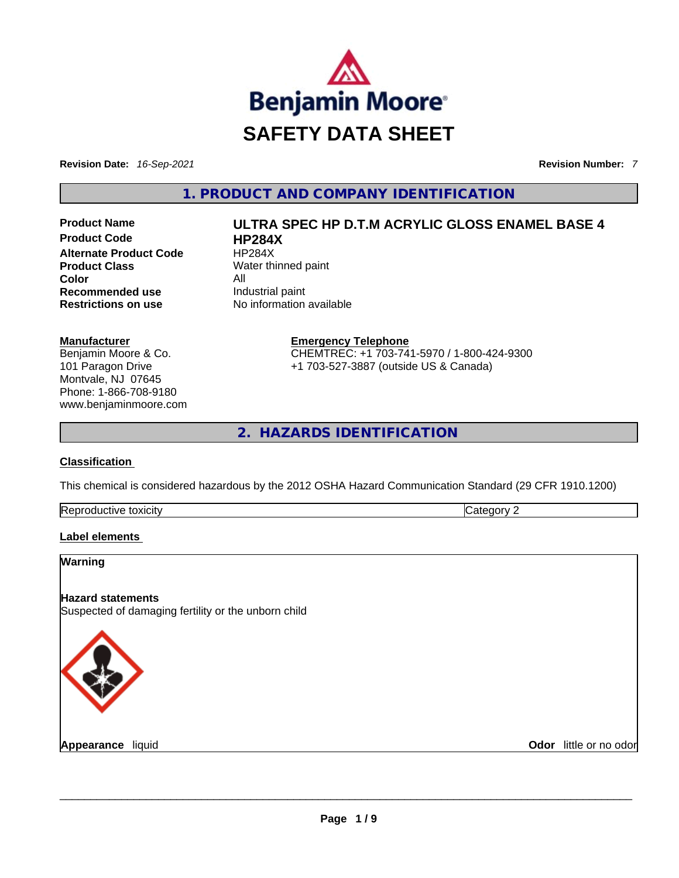# SAFETY DATA SHEET

**Revision Date:** *16-Sep-2021*

**Revision Number:** *7*

## 1. PRODUCT AND COMPANY IDENTIFICATION

| | |
|---|---|
| **Product Name** | **ULTRA SPEC HP D.T.M ACRYLIC GLOSS ENAMEL BASE 4** |
| **Product Code** | **HP284X** |
| **Alternate Product Code** | HP284X |
| **Product Class** | Water thinned paint |
| **Color** | All |
| **Recommended use** | Industrial paint |
| **Restrictions on use** | No information available |

**Manufacturer**
Benjamin Moore & Co.
101 Paragon Drive
Montvale, NJ 07645
Phone: 1-866-708-9180
www.benjaminmoore.com

**Emergency Telephone**
CHEMTREC: +1 703-741-5970 / 1-800-424-9300
+1 703-527-3887 (outside US & Canada)

## 2. HAZARDS IDENTIFICATION

**Classification**

This chemical is considered hazardous by the 2012 OSHA Hazard Communication Standard (29 CFR 1910.1200)

| | |
|---|---|
| Reproductive toxicity | Category 2 |

**Label elements**

**Warning**

**Hazard statements**
Suspected of damaging fertility or the unborn child

**Appearance** liquid

**Odor** little or no odor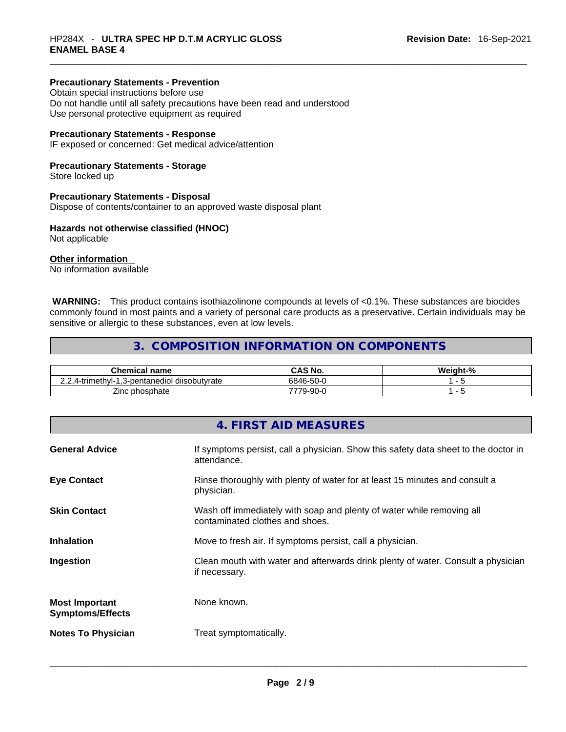**Precautionary Statements - Prevention**
Obtain special instructions before use
Do not handle until all safety precautions have been read and understood
Use personal protective equipment as required

**Precautionary Statements - Response**
IF exposed or concerned: Get medical advice/attention

**Precautionary Statements - Storage**
Store locked up

**Precautionary Statements - Disposal**
Dispose of contents/container to an approved waste disposal plant

**Hazards not otherwise classified (HNOC)**
Not applicable

**Other information**
No information available

**WARNING:** This product contains isothiazolinone compounds at levels of <0.1%. These substances are biocides commonly found in most paints and a variety of personal care products as a preservative. Certain individuals may be sensitive or allergic to these substances, even at low levels.

## 3. COMPOSITION INFORMATION ON COMPONENTS

| Chemical name | CAS No. | Weight-% |
|---|---|---|
| 2,2,4-trimethyl-1,3-pentanediol diisobutyrate | 6846-50-0 | 1 - 5 |
| Zinc phosphate | 7779-90-0 | 1 - 5 |

## 4. FIRST AID MEASURES

**General Advice** — If symptoms persist, call a physician. Show this safety data sheet to the doctor in attendance.

**Eye Contact** — Rinse thoroughly with plenty of water for at least 15 minutes and consult a physician.

**Skin Contact** — Wash off immediately with soap and plenty of water while removing all contaminated clothes and shoes.

**Inhalation** — Move to fresh air. If symptoms persist, call a physician.

**Ingestion** — Clean mouth with water and afterwards drink plenty of water. Consult a physician if necessary.

**Most Important Symptoms/Effects** — None known.

**Notes To Physician** — Treat symptomatically.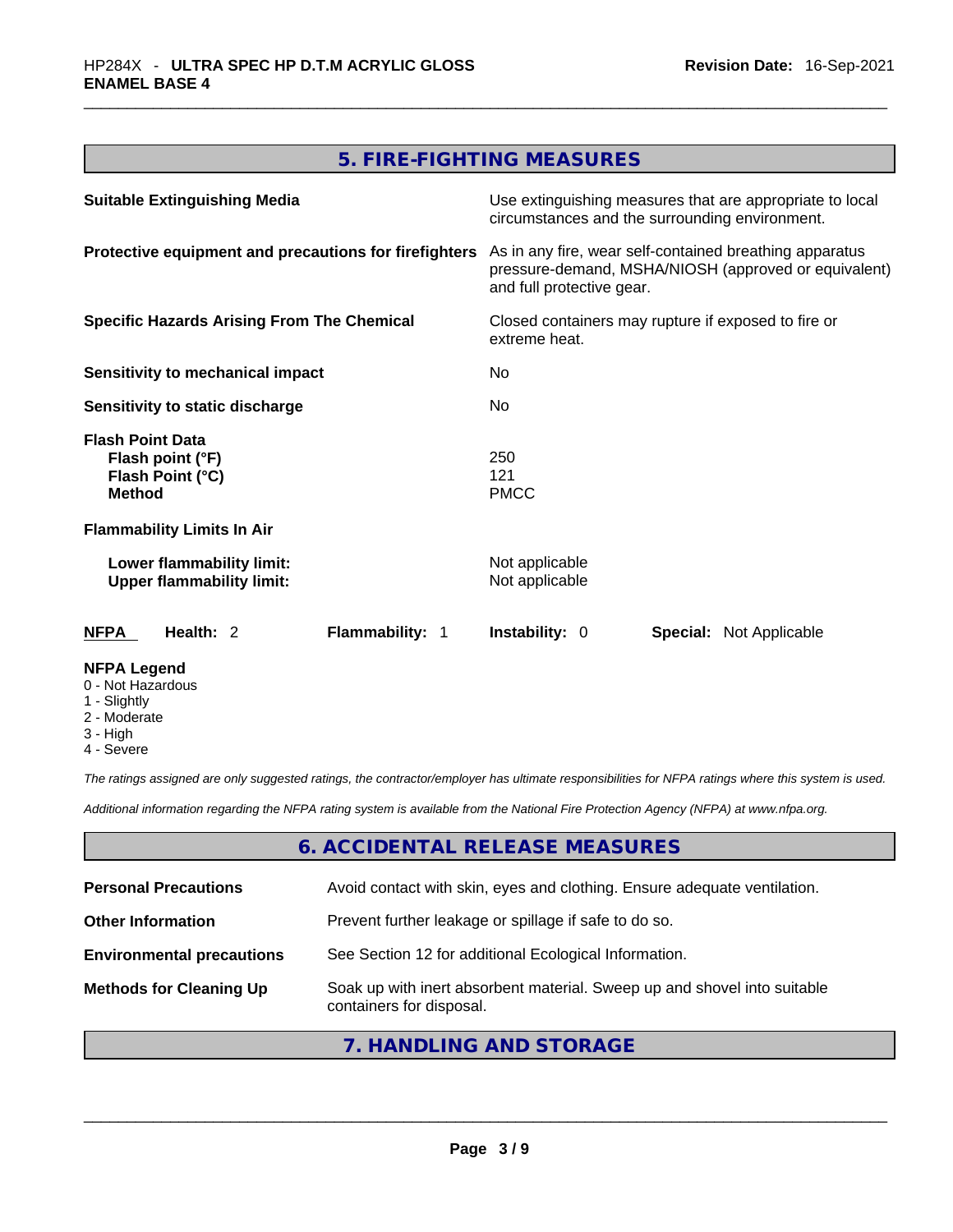## 5. FIRE-FIGHTING MEASURES

| | |
|---|---|
| **Suitable Extinguishing Media** | Use extinguishing measures that are appropriate to local circumstances and the surrounding environment. |
| **Protective equipment and precautions for firefighters** | As in any fire, wear self-contained breathing apparatus pressure-demand, MSHA/NIOSH (approved or equivalent) and full protective gear. |
| **Specific Hazards Arising From The Chemical** | Closed containers may rupture if exposed to fire or extreme heat. |
| **Sensitivity to mechanical impact** | No |
| **Sensitivity to static discharge** | No |

**Flash Point Data**

| | |
|---|---|
| **Flash point (°F)** | 250 |
| **Flash Point (°C)** | 121 |
| **Method** | PMCC |

**Flammability Limits In Air**

| | |
|---|---|
| **Lower flammability limit:** | Not applicable |
| **Upper flammability limit:** | Not applicable |

| **NFPA** | **Health:** 2 | **Flammability:** 1 | **Instability:** 0 | **Special:** Not Applicable |
|---|---|---|---|---|

**NFPA Legend**
- 0 - Not Hazardous
- 1 - Slightly
- 2 - Moderate
- 3 - High
- 4 - Severe

*The ratings assigned are only suggested ratings, the contractor/employer has ultimate responsibilities for NFPA ratings where this system is used.*

*Additional information regarding the NFPA rating system is available from the National Fire Protection Agency (NFPA) at www.nfpa.org.*

## 6. ACCIDENTAL RELEASE MEASURES

| | |
|---|---|
| **Personal Precautions** | Avoid contact with skin, eyes and clothing. Ensure adequate ventilation. |
| **Other Information** | Prevent further leakage or spillage if safe to do so. |
| **Environmental precautions** | See Section 12 for additional Ecological Information. |
| **Methods for Cleaning Up** | Soak up with inert absorbent material. Sweep up and shovel into suitable containers for disposal. |

## 7. HANDLING AND STORAGE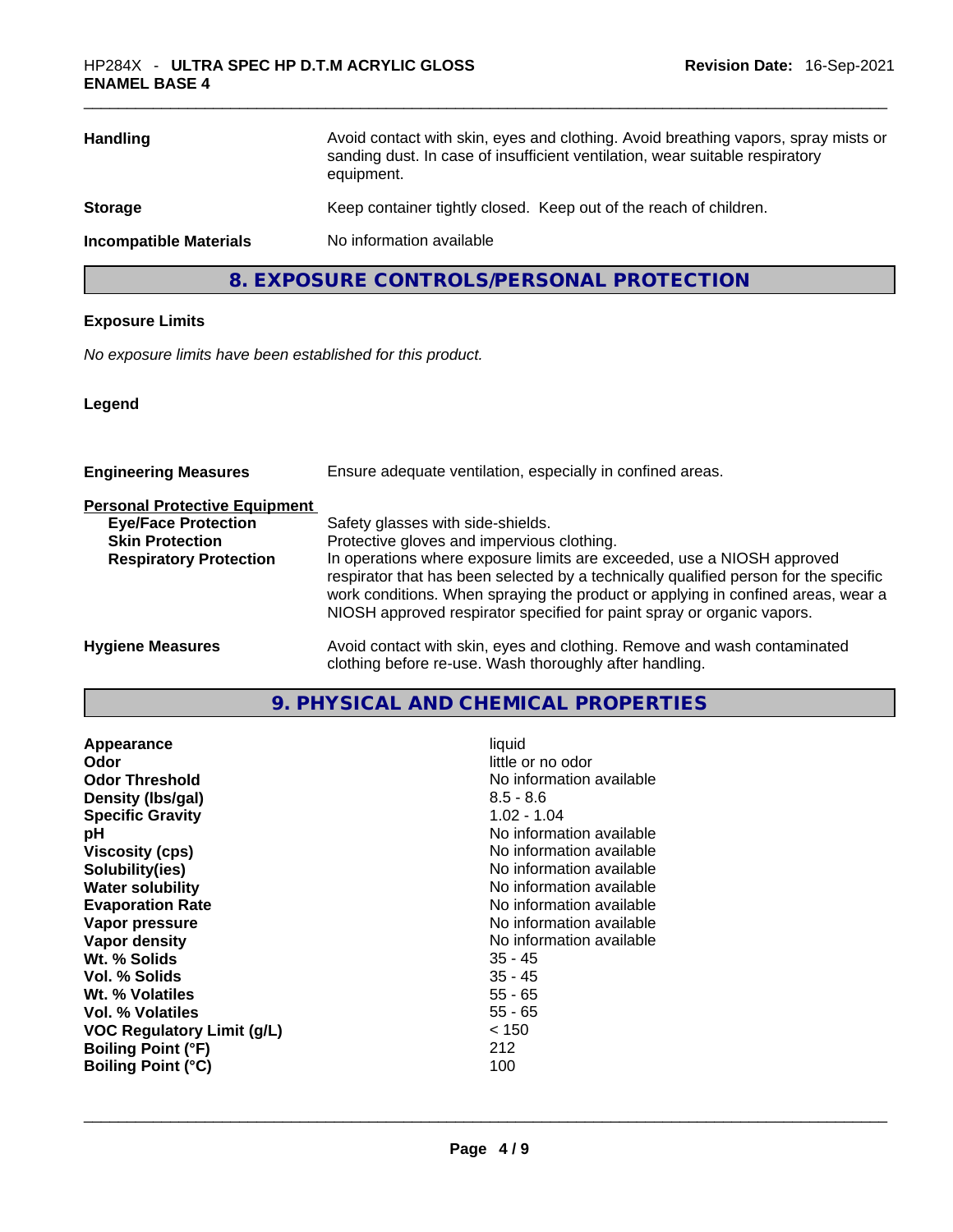| | |
|---|---|
| **Handling** | Avoid contact with skin, eyes and clothing. Avoid breathing vapors, spray mists or sanding dust. In case of insufficient ventilation, wear suitable respiratory equipment. |
| **Storage** | Keep container tightly closed. Keep out of the reach of children. |
| **Incompatible Materials** | No information available |

## 8. EXPOSURE CONTROLS/PERSONAL PROTECTION

**Exposure Limits**

*No exposure limits have been established for this product.*

**Legend**

| | |
|---|---|
| **Engineering Measures** | Ensure adequate ventilation, especially in confined areas. |
| **Personal Protective Equipment** | |
| **Eye/Face Protection** | Safety glasses with side-shields. |
| **Skin Protection** | Protective gloves and impervious clothing. |
| **Respiratory Protection** | In operations where exposure limits are exceeded, use a NIOSH approved respirator that has been selected by a technically qualified person for the specific work conditions. When spraying the product or applying in confined areas, wear a NIOSH approved respirator specified for paint spray or organic vapors. |
| **Hygiene Measures** | Avoid contact with skin, eyes and clothing. Remove and wash contaminated clothing before re-use. Wash thoroughly after handling. |

## 9. PHYSICAL AND CHEMICAL PROPERTIES

| | |
|---|---|
| **Appearance** | liquid |
| **Odor** | little or no odor |
| **Odor Threshold** | No information available |
| **Density (lbs/gal)** | 8.5 - 8.6 |
| **Specific Gravity** | 1.02 - 1.04 |
| **pH** | No information available |
| **Viscosity (cps)** | No information available |
| **Solubility(ies)** | No information available |
| **Water solubility** | No information available |
| **Evaporation Rate** | No information available |
| **Vapor pressure** | No information available |
| **Vapor density** | No information available |
| **Wt. % Solids** | 35 - 45 |
| **Vol. % Solids** | 35 - 45 |
| **Wt. % Volatiles** | 55 - 65 |
| **Vol. % Volatiles** | 55 - 65 |
| **VOC Regulatory Limit (g/L)** | < 150 |
| **Boiling Point (°F)** | 212 |
| **Boiling Point (°C)** | 100 |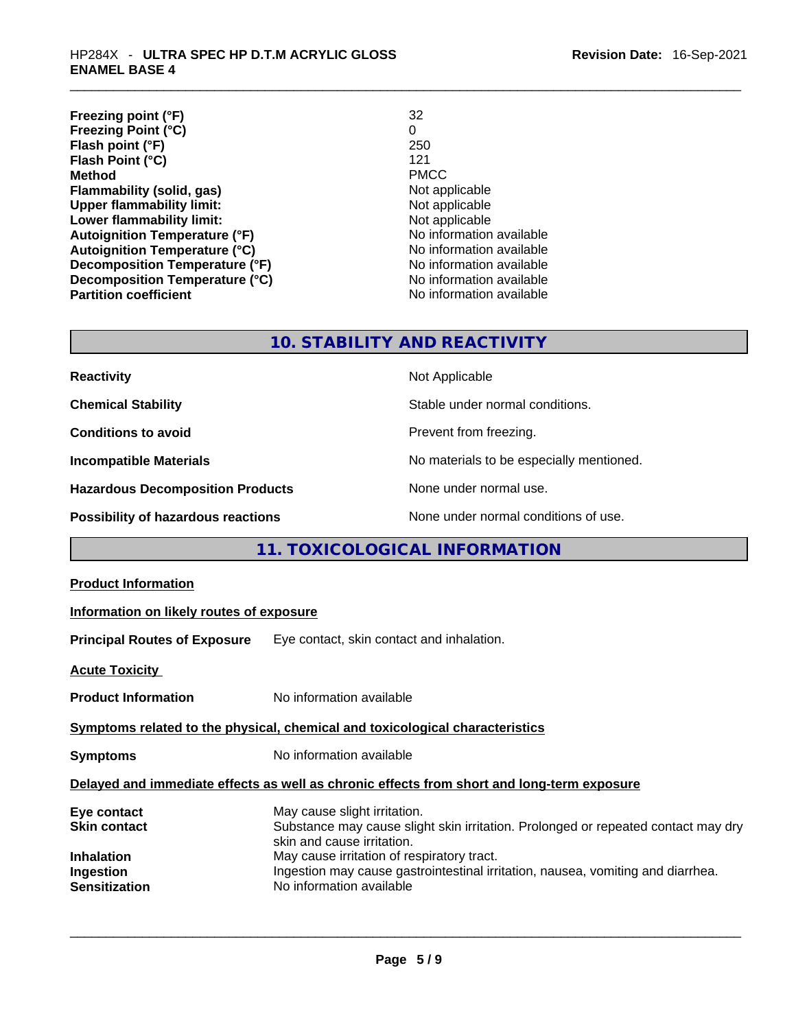| | |
|---|---|
| **Freezing point (°F)** | 32 |
| **Freezing Point (°C)** | 0 |
| **Flash point (°F)** | 250 |
| **Flash Point (°C)** | 121 |
| **Method** | PMCC |
| **Flammability (solid, gas)** | Not applicable |
| **Upper flammability limit:** | Not applicable |
| **Lower flammability limit:** | Not applicable |
| **Autoignition Temperature (°F)** | No information available |
| **Autoignition Temperature (°C)** | No information available |
| **Decomposition Temperature (°F)** | No information available |
| **Decomposition Temperature (°C)** | No information available |
| **Partition coefficient** | No information available |

## 10. STABILITY AND REACTIVITY

| | |
|---|---|
| **Reactivity** | Not Applicable |
| **Chemical Stability** | Stable under normal conditions. |
| **Conditions to avoid** | Prevent from freezing. |
| **Incompatible Materials** | No materials to be especially mentioned. |
| **Hazardous Decomposition Products** | None under normal use. |
| **Possibility of hazardous reactions** | None under normal conditions of use. |

## 11. TOXICOLOGICAL INFORMATION

**Product Information**

**Information on likely routes of exposure**

**Principal Routes of Exposure** Eye contact, skin contact and inhalation.

**Acute Toxicity**

**Product Information** No information available

**Symptoms related to the physical, chemical and toxicological characteristics**

**Symptoms** No information available

**Delayed and immediate effects as well as chronic effects from short and long-term exposure**

| | |
|---|---|
| **Eye contact** | May cause slight irritation. |
| **Skin contact** | Substance may cause slight skin irritation. Prolonged or repeated contact may dry skin and cause irritation. |
| **Inhalation** | May cause irritation of respiratory tract. |
| **Ingestion** | Ingestion may cause gastrointestinal irritation, nausea, vomiting and diarrhea. |
| **Sensitization** | No information available |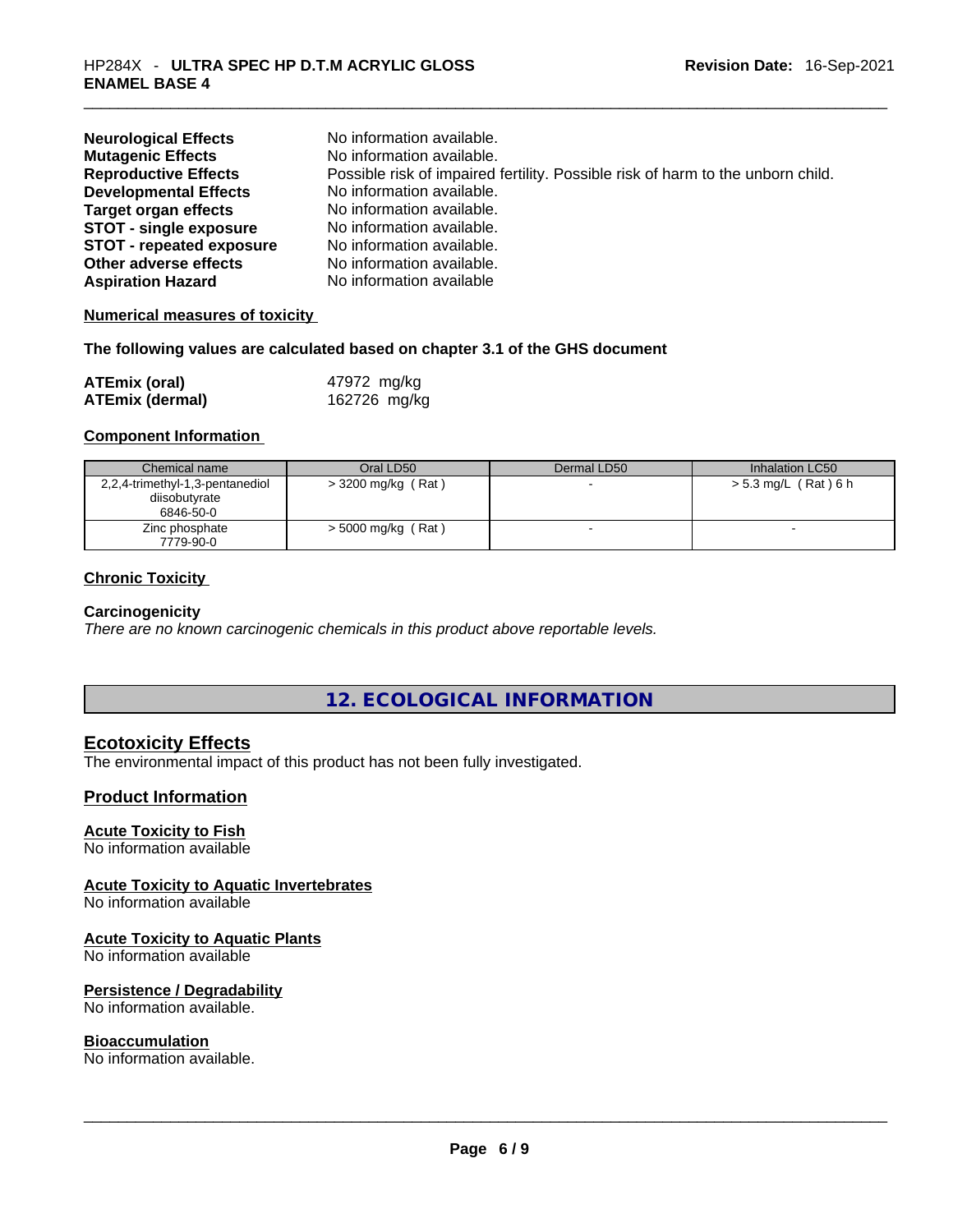| | |
|---|---|
| **Neurological Effects** | No information available. |
| **Mutagenic Effects** | No information available. |
| **Reproductive Effects** | Possible risk of impaired fertility. Possible risk of harm to the unborn child. |
| **Developmental Effects** | No information available. |
| **Target organ effects** | No information available. |
| **STOT - single exposure** | No information available. |
| **STOT - repeated exposure** | No information available. |
| **Other adverse effects** | No information available. |
| **Aspiration Hazard** | No information available |

**Numerical measures of toxicity**

**The following values are calculated based on chapter 3.1 of the GHS document**

| | |
|---|---|
| **ATEmix (oral)** | 47972 mg/kg |
| **ATEmix (dermal)** | 162726 mg/kg |

**Component Information**

| Chemical name | Oral LD50 | Dermal LD50 | Inhalation LC50 |
|---|---|---|---|
| 2,2,4-trimethyl-1,3-pentanediol diisobutyrate 6846-50-0 | > 3200 mg/kg ( Rat ) | - | > 5.3 mg/L ( Rat ) 6 h |
| Zinc phosphate 7779-90-0 | > 5000 mg/kg ( Rat ) | - | - |

**Chronic Toxicity**

**Carcinogenicity**

*There are no known carcinogenic chemicals in this product above reportable levels.*

## 12. ECOLOGICAL INFORMATION

### Ecotoxicity Effects

The environmental impact of this product has not been fully investigated.

### Product Information

**Acute Toxicity to Fish**

No information available

**Acute Toxicity to Aquatic Invertebrates**

No information available

**Acute Toxicity to Aquatic Plants**

No information available

**Persistence / Degradability**

No information available.

**Bioaccumulation**

No information available.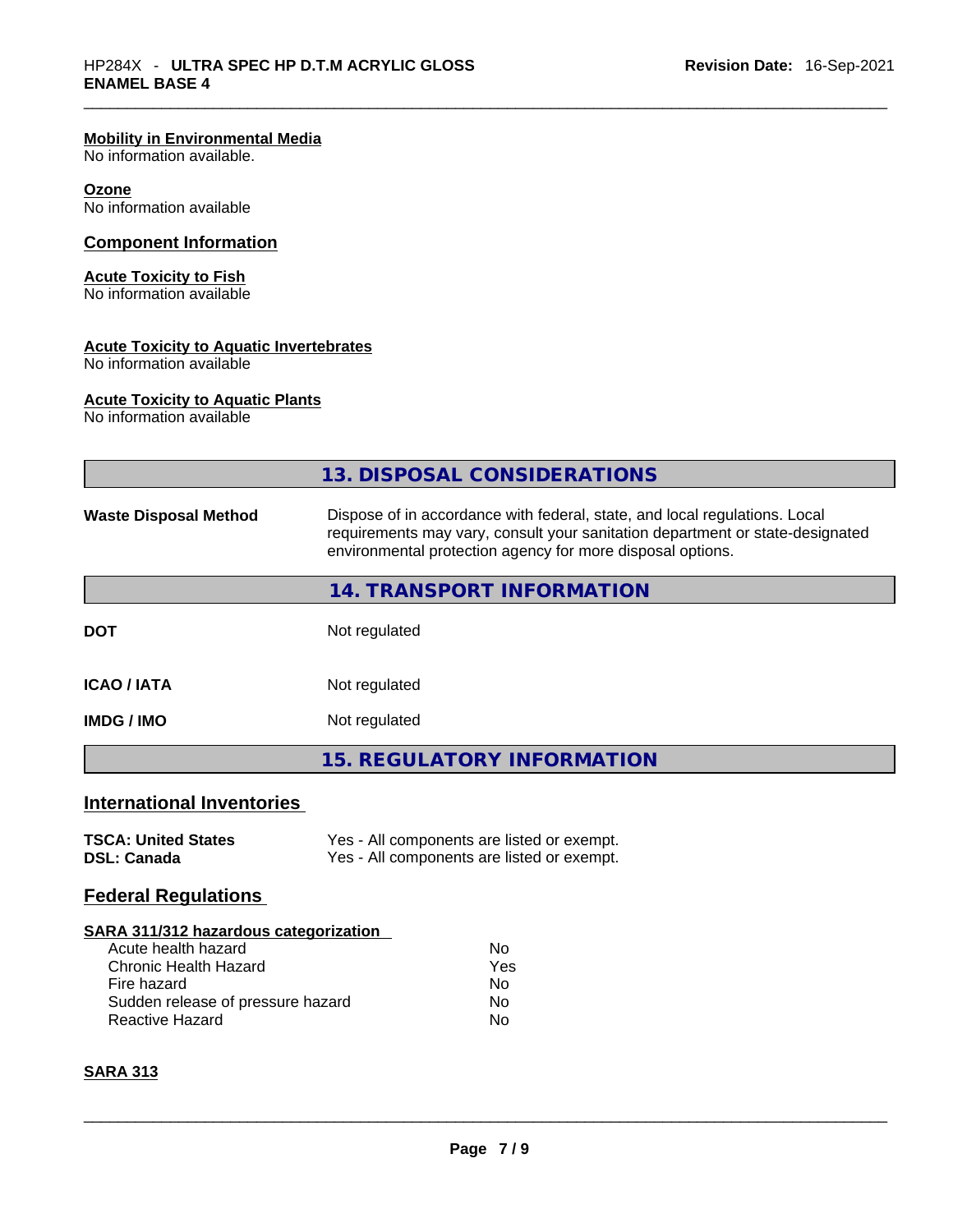### Mobility in Environmental Media
No information available.

### Ozone
No information available

## Component Information

### Acute Toxicity to Fish
No information available

### Acute Toxicity to Aquatic Invertebrates
No information available

### Acute Toxicity to Aquatic Plants
No information available

## 13. DISPOSAL CONSIDERATIONS

| | |
|---|---|
| **Waste Disposal Method** | Dispose of in accordance with federal, state, and local regulations. Local requirements may vary, consult your sanitation department or state-designated environmental protection agency for more disposal options. |

## 14. TRANSPORT INFORMATION

| | |
|---|---|
| **DOT** | Not regulated |
| **ICAO / IATA** | Not regulated |
| **IMDG / IMO** | Not regulated |

## 15. REGULATORY INFORMATION

## International Inventories

| | |
|---|---|
| **TSCA: United States** | Yes - All components are listed or exempt. |
| **DSL: Canada** | Yes - All components are listed or exempt. |

## Federal Regulations

### SARA 311/312 hazardous categorization

| | |
|---|---|
| Acute health hazard | No |
| Chronic Health Hazard | Yes |
| Fire hazard | No |
| Sudden release of pressure hazard | No |
| Reactive Hazard | No |

### SARA 313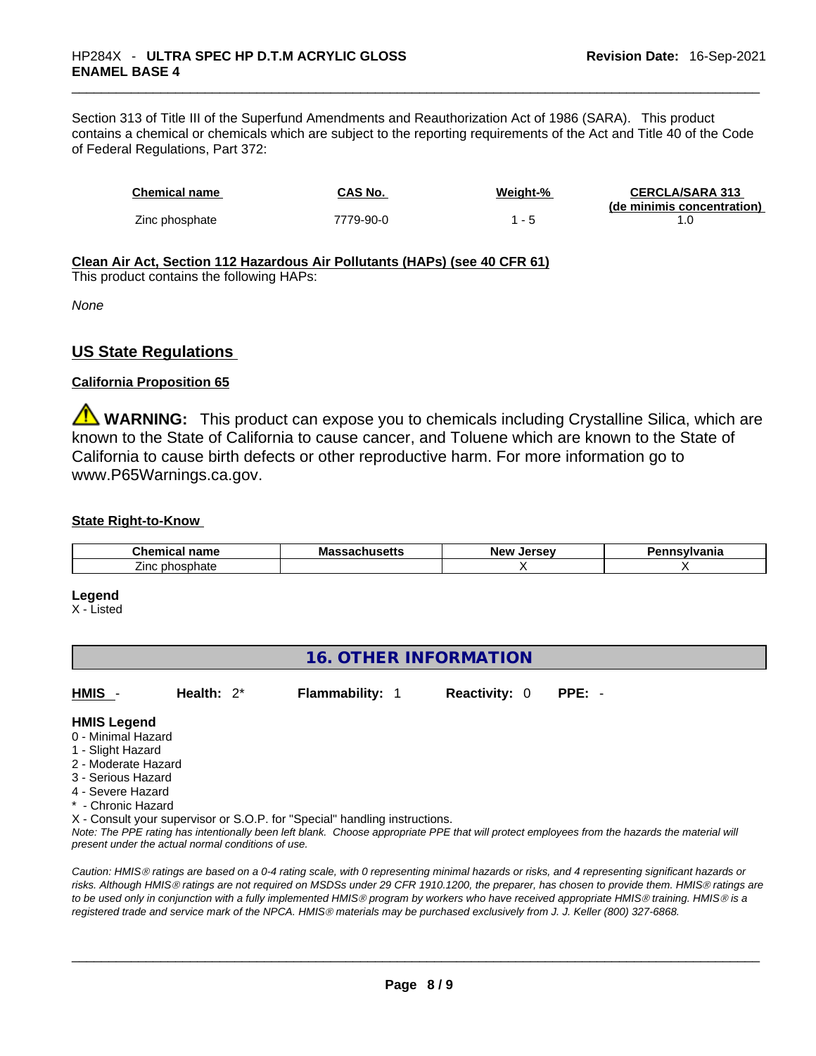Section 313 of Title III of the Superfund Amendments and Reauthorization Act of 1986 (SARA). This product contains a chemical or chemicals which are subject to the reporting requirements of the Act and Title 40 of the Code of Federal Regulations, Part 372:

| Chemical name | CAS No. | Weight-% | CERCLA/SARA 313 (de minimis concentration) |
|---|---|---|---|
| Zinc phosphate | 7779-90-0 | 1 - 5 | 1.0 |

**Clean Air Act, Section 112 Hazardous Air Pollutants (HAPs) (see 40 CFR 61)**
This product contains the following HAPs:

*None*

## US State Regulations

**California Proposition 65**

⚠ **WARNING:** This product can expose you to chemicals including Crystalline Silica, which are known to the State of California to cause cancer, and Toluene which are known to the State of California to cause birth defects or other reproductive harm. For more information go to www.P65Warnings.ca.gov.

**State Right-to-Know**

| Chemical name | Massachusetts | New Jersey | Pennsylvania |
|---|---|---|---|
| Zinc phosphate | | X | X |

**Legend**
X - Listed

## 16. OTHER INFORMATION

**HMIS** - **Health:** 2* **Flammability:** 1 **Reactivity:** 0 **PPE:** -

**HMIS Legend**
0 - Minimal Hazard
1 - Slight Hazard
2 - Moderate Hazard
3 - Serious Hazard
4 - Severe Hazard
* - Chronic Hazard
X - Consult your supervisor or S.O.P. for "Special" handling instructions.
*Note: The PPE rating has intentionally been left blank. Choose appropriate PPE that will protect employees from the hazards the material will present under the actual normal conditions of use.*

*Caution: HMIS® ratings are based on a 0-4 rating scale, with 0 representing minimal hazards or risks, and 4 representing significant hazards or risks. Although HMIS® ratings are not required on MSDSs under 29 CFR 1910.1200, the preparer, has chosen to provide them. HMIS® ratings are to be used only in conjunction with a fully implemented HMIS® program by workers who have received appropriate HMIS® training. HMIS® is a registered trade and service mark of the NPCA. HMIS® materials may be purchased exclusively from J. J. Keller (800) 327-6868.*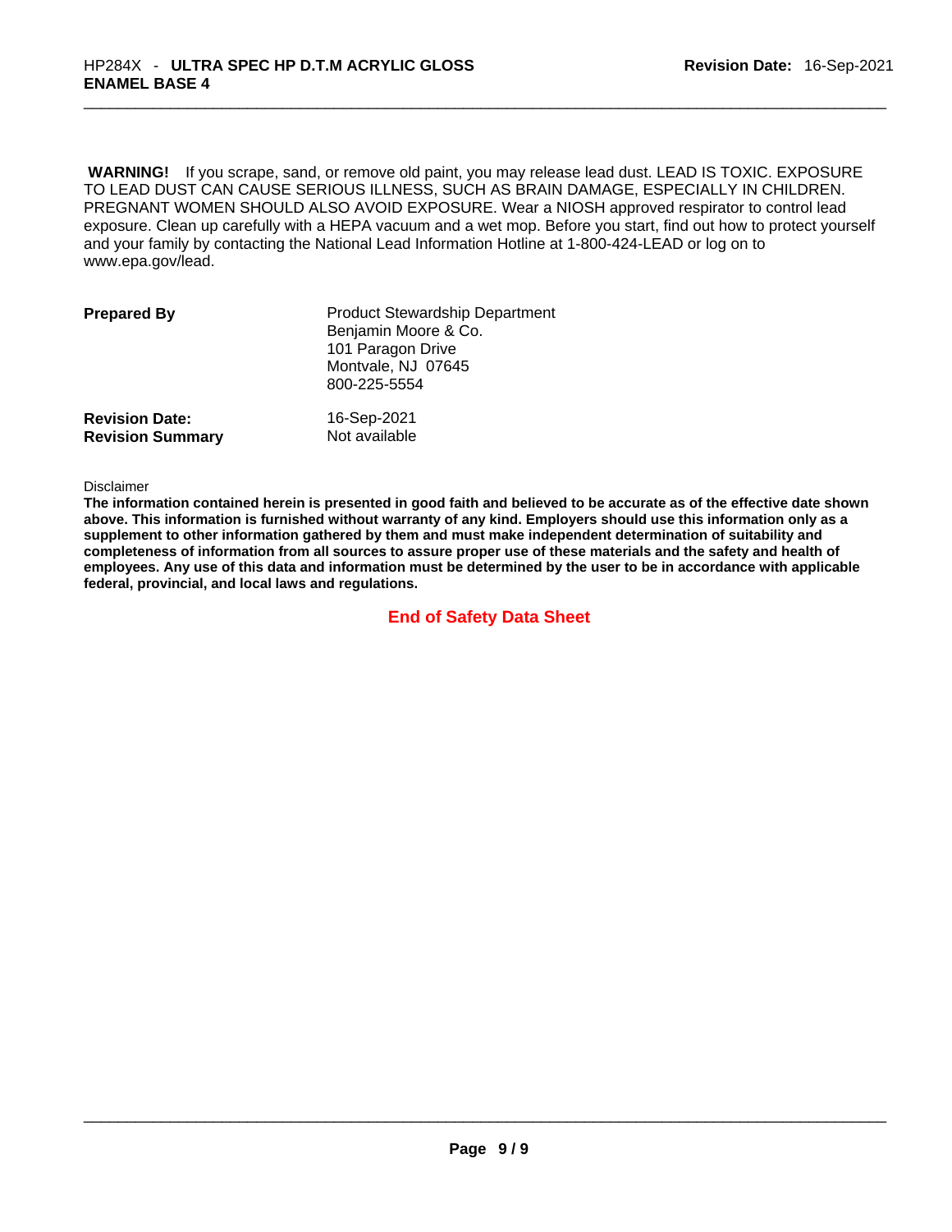**WARNING!** If you scrape, sand, or remove old paint, you may release lead dust. LEAD IS TOXIC. EXPOSURE TO LEAD DUST CAN CAUSE SERIOUS ILLNESS, SUCH AS BRAIN DAMAGE, ESPECIALLY IN CHILDREN. PREGNANT WOMEN SHOULD ALSO AVOID EXPOSURE. Wear a NIOSH approved respirator to control lead exposure. Clean up carefully with a HEPA vacuum and a wet mop. Before you start, find out how to protect yourself and your family by contacting the National Lead Information Hotline at 1-800-424-LEAD or log on to www.epa.gov/lead.

| | |
|---|---|
| **Prepared By** | Product Stewardship Department<br>Benjamin Moore & Co.<br>101 Paragon Drive<br>Montvale, NJ 07645<br>800-225-5554 |
| **Revision Date:** | 16-Sep-2021 |
| **Revision Summary** | Not available |

Disclaimer

**The information contained herein is presented in good faith and believed to be accurate as of the effective date shown above. This information is furnished without warranty of any kind. Employers should use this information only as a supplement to other information gathered by them and must make independent determination of suitability and completeness of information from all sources to assure proper use of these materials and the safety and health of employees. Any use of this data and information must be determined by the user to be in accordance with applicable federal, provincial, and local laws and regulations.**

**End of Safety Data Sheet**